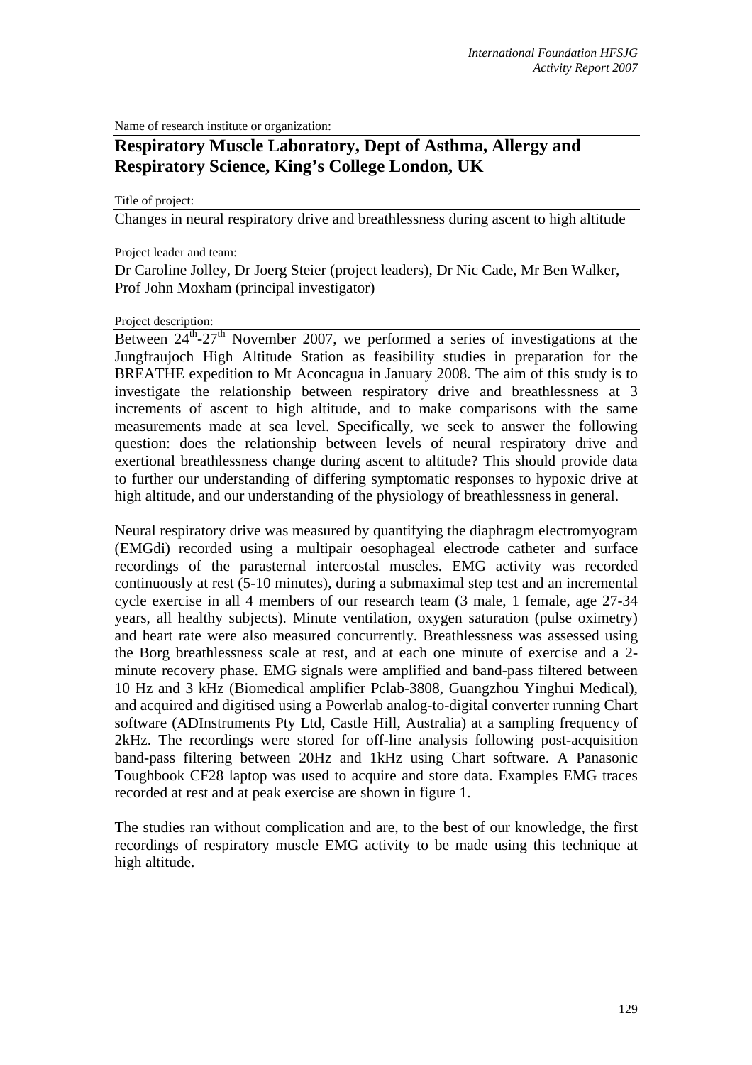Name of research institute or organization:

## Respiratory Muscle Laboratory, Dept of Asthma, Allergy and Respiratory Science, King's College London, UK

Title of project:

Changes in neural respiratory drive and breathlessness during ascent to high altitude

Project leader and team:

Dr Caroline Jolley, Dr Joerg Steier (project leaders), Dr Nic Cade, Mr Ben Walker, Prof John Moxham (principal investigator)

Project description:

Between $24^{th}$-$27^{th}$ November 2007, we performed a series of investigations at the Jungfraujoch High Altitude Station as feasibility studies in preparation for the BREATHE expedition to Mt Aconcagua in January 2008. The aim of this study is to investigate the relationship between respiratory drive and breathlessness at 3 increments of ascent to high altitude, and to make comparisons with the same measurements made at sea level. Specifically, we seek to answer the following question: does the relationship between levels of neural respiratory drive and exertional breathlessness change during ascent to altitude? This should provide data to further our understanding of differing symptomatic responses to hypoxic drive at high altitude, and our understanding of the physiology of breathlessness in general.

Neural respiratory drive was measured by quantifying the diaphragm electromyogram (EMGdi) recorded using a multipair oesophageal electrode catheter and surface recordings of the parasternal intercostal muscles. EMG activity was recorded continuously at rest (5-10 minutes), during a submaximal step test and an incremental cycle exercise in all 4 members of our research team (3 male, 1 female, age 27-34 years, all healthy subjects). Minute ventilation, oxygen saturation (pulse oximetry) and heart rate were also measured concurrently. Breathlessness was assessed using the Borg breathlessness scale at rest, and at each one minute of exercise and a 2-minute recovery phase. EMG signals were amplified and band-pass filtered between 10 Hz and 3 kHz (Biomedical amplifier Pclab-3808, Guangzhou Yinghui Medical), and acquired and digitised using a Powerlab analog-to-digital converter running Chart software (ADInstruments Pty Ltd, Castle Hill, Australia) at a sampling frequency of 2kHz. The recordings were stored for off-line analysis following post-acquisition band-pass filtering between 20Hz and 1kHz using Chart software. A Panasonic Toughbook CF28 laptop was used to acquire and store data. Examples EMG traces recorded at rest and at peak exercise are shown in figure 1.

The studies ran without complication and are, to the best of our knowledge, the first recordings of respiratory muscle EMG activity to be made using this technique at high altitude.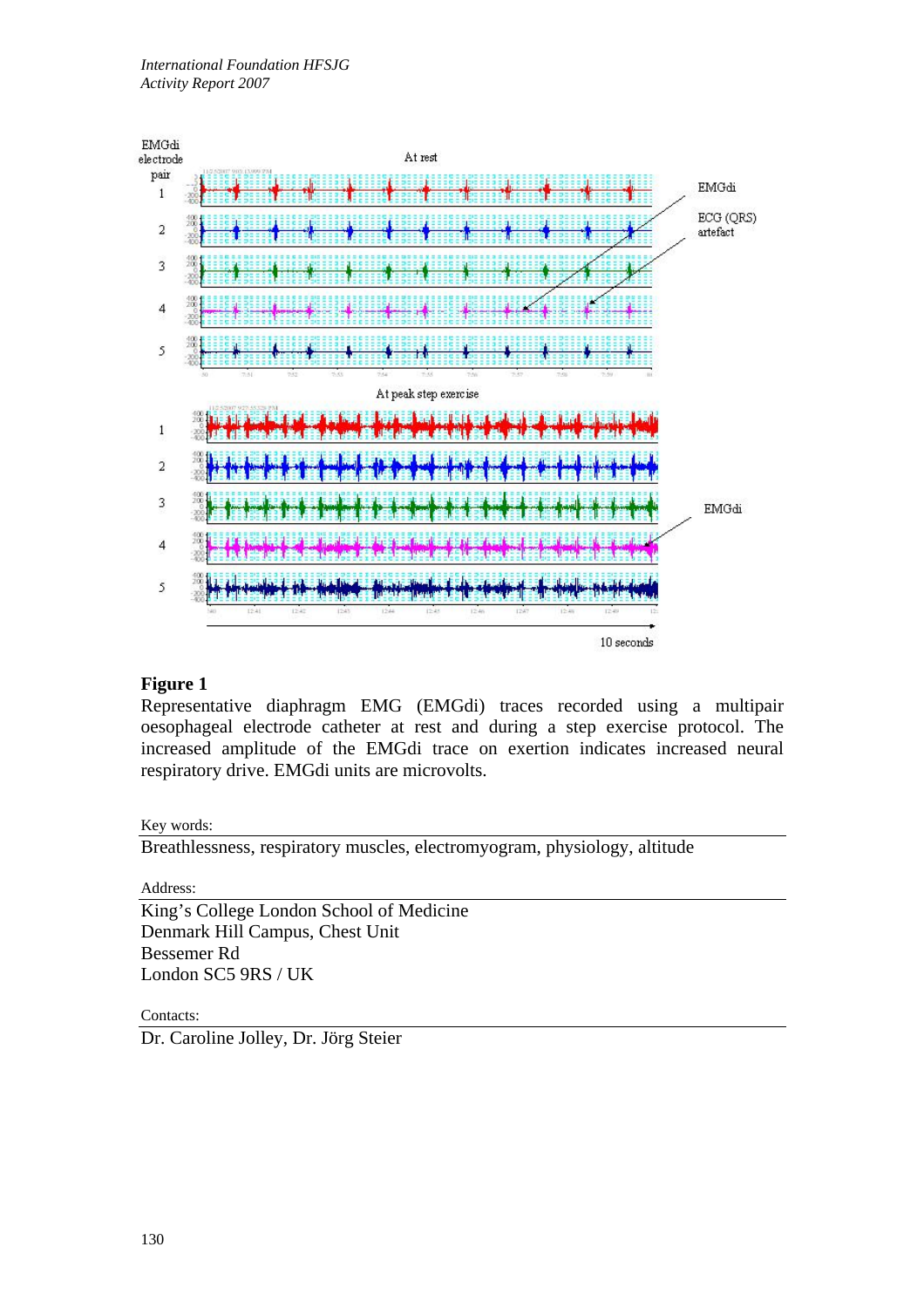EMGdi electrode pair

At rest

1
2
3
4
5

EMGdi

ECG (QRS) artefact

At peak step exercise

1
2
3
4
5

EMGdi

10 seconds

**Figure 1**
Representative diaphragm EMG (EMGdi) traces recorded using a multipair oesophageal electrode catheter at rest and during a step exercise protocol. The increased amplitude of the EMGdi trace on exertion indicates increased neural respiratory drive. EMGdi units are microvolts.

Key words:

Breathlessness, respiratory muscles, electromyogram, physiology, altitude

Address:

King's College London School of Medicine
Denmark Hill Campus, Chest Unit
Bessemer Rd
London SC5 9RS / UK

Contacts:

Dr. Caroline Jolley, Dr. Jörg Steier